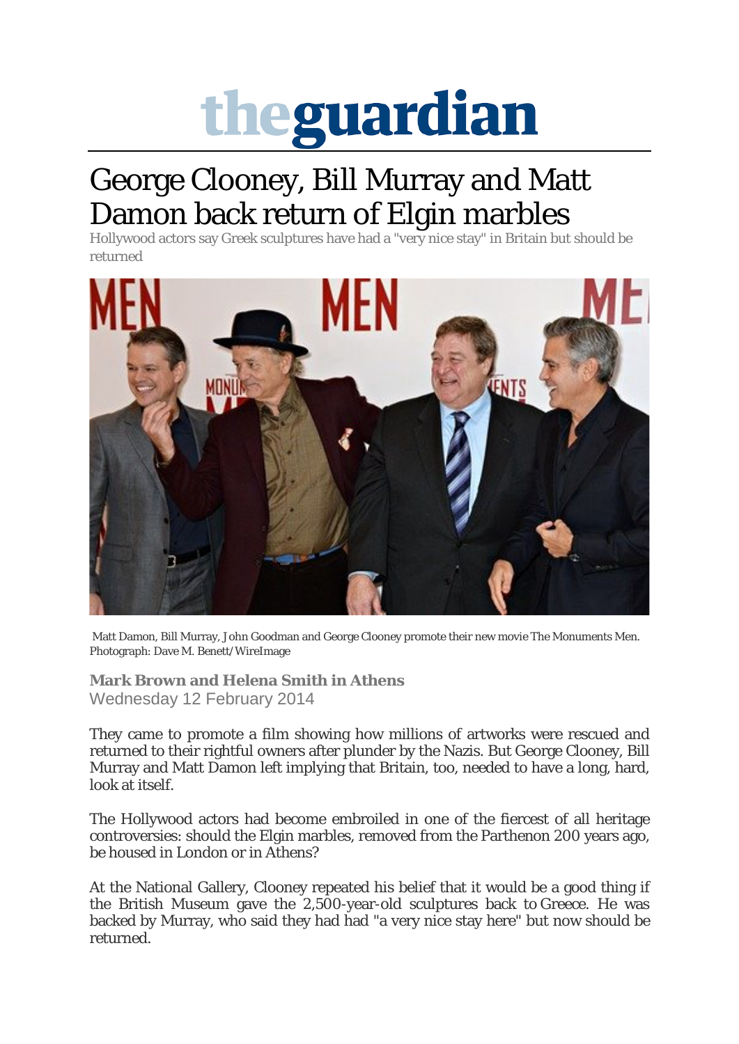# theguardian

# George Clooney, Bill Murray and Matt Damon back return of Elgin marbles

Hollywood actors say Greek sculptures have had a "very nice stay" in Britain but should be returned

Matt Damon, Bill Murray, John Goodman and George Clooney promote their new movie The Monuments Men. Photograph: Dave M. Benett/WireImage

**Mark Brown and Helena Smith in Athens**
Wednesday 12 February 2014

They came to promote a film showing how millions of artworks were rescued and returned to their rightful owners after plunder by the Nazis. But George Clooney, Bill Murray and Matt Damon left implying that Britain, too, needed to have a long, hard, look at itself.

The Hollywood actors had become embroiled in one of the fiercest of all heritage controversies: should the Elgin marbles, removed from the Parthenon 200 years ago, be housed in London or in Athens?

At the National Gallery, Clooney repeated his belief that it would be a good thing if the British Museum gave the 2,500-year-old sculptures back to Greece. He was backed by Murray, who said they had had "a very nice stay here" but now should be returned.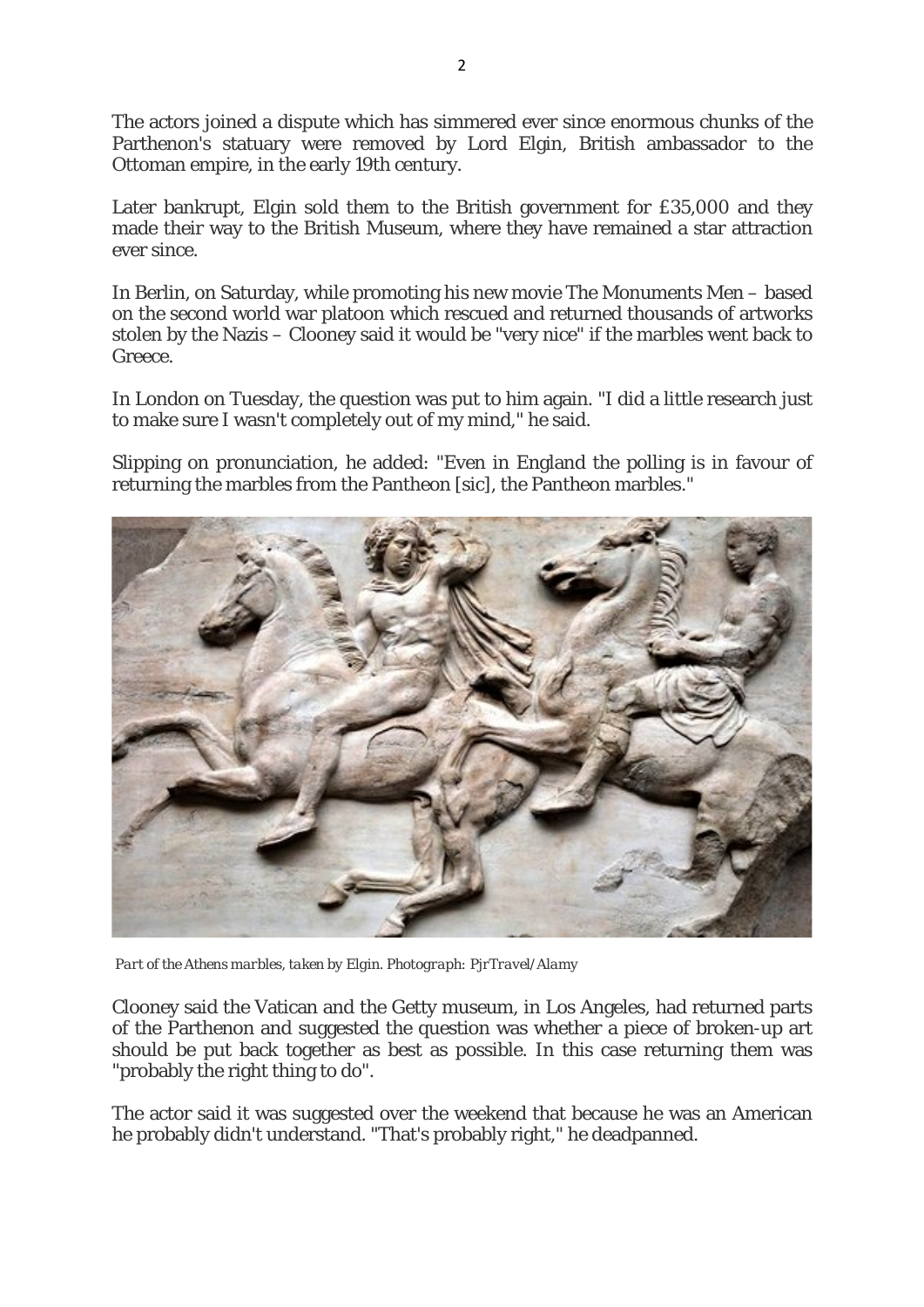The actors joined a dispute which has simmered ever since enormous chunks of the Parthenon's statuary were removed by Lord Elgin, British ambassador to the Ottoman empire, in the early 19th century.

Later bankrupt, Elgin sold them to the British government for £35,000 and they made their way to the British Museum, where they have remained a star attraction ever since.

In Berlin, on Saturday, while promoting his new movie The Monuments Men – based on the second world war platoon which rescued and returned thousands of artworks stolen by the Nazis – Clooney said it would be "very nice" if the marbles went back to Greece.

In London on Tuesday, the question was put to him again. "I did a little research just to make sure I wasn't completely out of my mind," he said.

Slipping on pronunciation, he added: "Even in England the polling is in favour of returning the marbles from the Pantheon [sic], the Pantheon marbles."

*Part of the Athens marbles, taken by Elgin. Photograph: PjrTravel/Alamy*

Clooney said the Vatican and the Getty museum, in Los Angeles, had returned parts of the Parthenon and suggested the question was whether a piece of broken-up art should be put back together as best as possible. In this case returning them was "probably the right thing to do".

The actor said it was suggested over the weekend that because he was an American he probably didn't understand. "That's probably right," he deadpanned.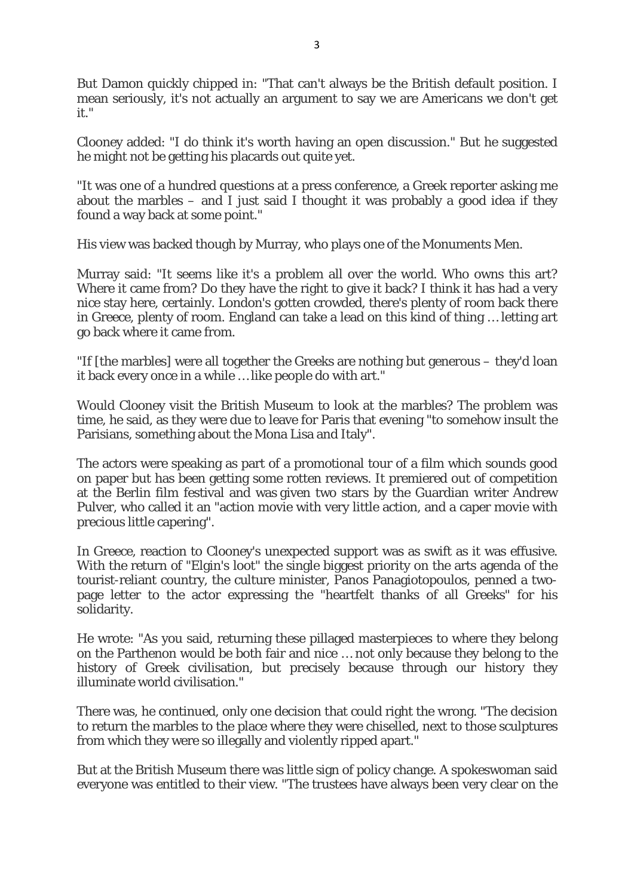But Damon quickly chipped in: "That can't always be the British default position. I mean seriously, it's not actually an argument to say we are Americans we don't get it."

Clooney added: "I do think it's worth having an open discussion." But he suggested he might not be getting his placards out quite yet.

"It was one of a hundred questions at a press conference, a Greek reporter asking me about the marbles – and I just said I thought it was probably a good idea if they found a way back at some point."

His view was backed though by Murray, who plays one of the Monuments Men.

Murray said: "It seems like it's a problem all over the world. Who owns this art? Where it came from? Do they have the right to give it back? I think it has had a very nice stay here, certainly. London's gotten crowded, there's plenty of room back there in Greece, plenty of room. England can take a lead on this kind of thing … letting art go back where it came from.

"If [the marbles] were all together the Greeks are nothing but generous – they'd loan it back every once in a while … like people do with art."

Would Clooney visit the British Museum to look at the marbles? The problem was time, he said, as they were due to leave for Paris that evening "to somehow insult the Parisians, something about the Mona Lisa and Italy".

The actors were speaking as part of a promotional tour of a film which sounds good on paper but has been getting some rotten reviews. It premiered out of competition at the Berlin film festival and was given two stars by the Guardian writer Andrew Pulver, who called it an "action movie with very little action, and a caper movie with precious little capering".

In Greece, reaction to Clooney's unexpected support was as swift as it was effusive. With the return of "Elgin's loot" the single biggest priority on the arts agenda of the tourist-reliant country, the culture minister, Panos Panagiotopoulos, penned a two-page letter to the actor expressing the "heartfelt thanks of all Greeks" for his solidarity.

He wrote: "As you said, returning these pillaged masterpieces to where they belong on the Parthenon would be both fair and nice … not only because they belong to the history of Greek civilisation, but precisely because through our history they illuminate world civilisation."

There was, he continued, only one decision that could right the wrong. "The decision to return the marbles to the place where they were chiselled, next to those sculptures from which they were so illegally and violently ripped apart."

But at the British Museum there was little sign of policy change. A spokeswoman said everyone was entitled to their view. "The trustees have always been very clear on the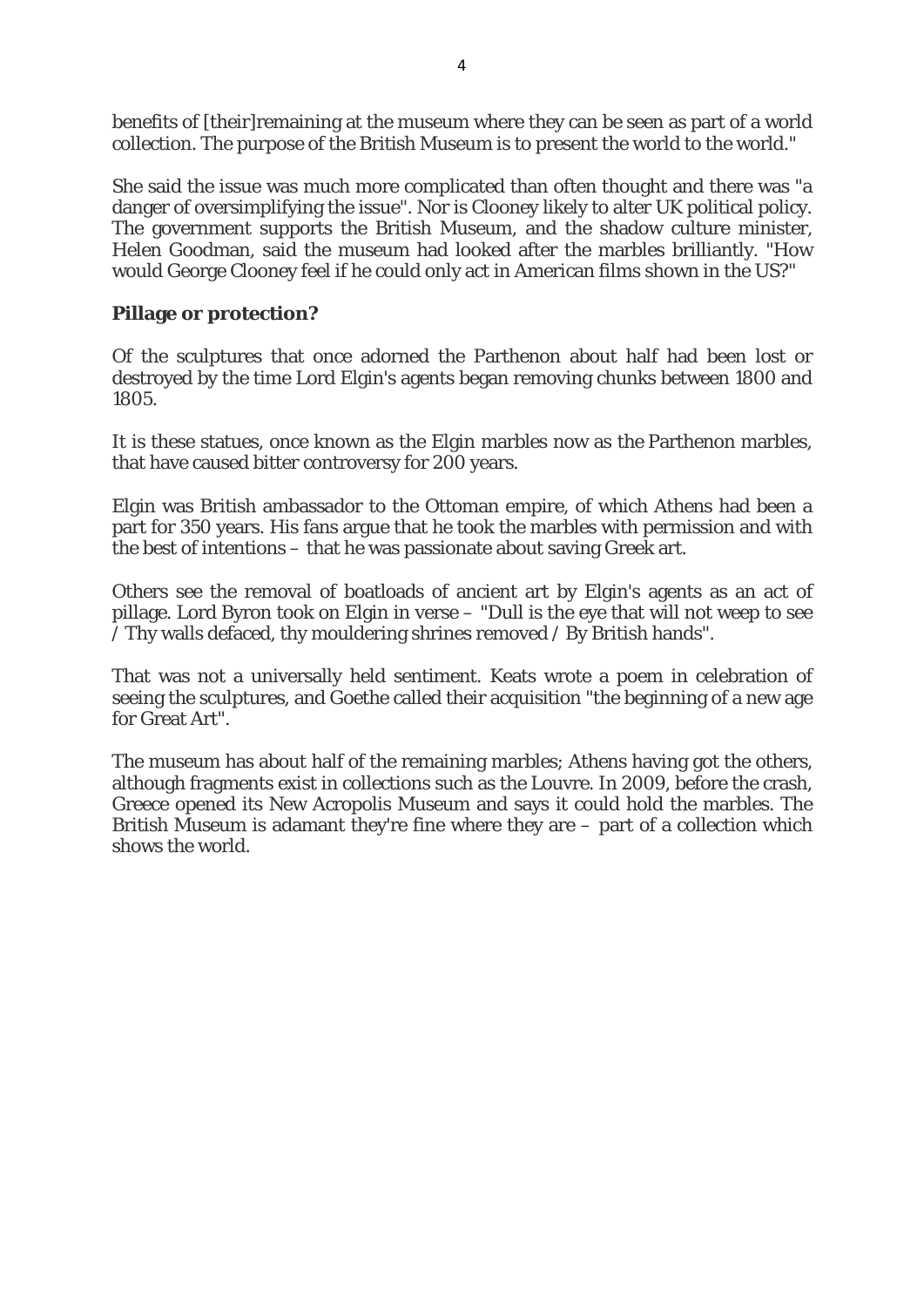benefits of [their]remaining at the museum where they can be seen as part of a world collection. The purpose of the British Museum is to present the world to the world."

She said the issue was much more complicated than often thought and there was "a danger of oversimplifying the issue". Nor is Clooney likely to alter UK political policy. The government supports the British Museum, and the shadow culture minister, Helen Goodman, said the museum had looked after the marbles brilliantly. "How would George Clooney feel if he could only act in American films shown in the US?"

**Pillage or protection?**

Of the sculptures that once adorned the Parthenon about half had been lost or destroyed by the time Lord Elgin's agents began removing chunks between 1800 and 1805.

It is these statues, once known as the Elgin marbles now as the Parthenon marbles, that have caused bitter controversy for 200 years.

Elgin was British ambassador to the Ottoman empire, of which Athens had been a part for 350 years. His fans argue that he took the marbles with permission and with the best of intentions – that he was passionate about saving Greek art.

Others see the removal of boatloads of ancient art by Elgin's agents as an act of pillage. Lord Byron took on Elgin in verse – "Dull is the eye that will not weep to see / Thy walls defaced, thy mouldering shrines removed / By British hands".

That was not a universally held sentiment. Keats wrote a poem in celebration of seeing the sculptures, and Goethe called their acquisition "the beginning of a new age for Great Art".

The museum has about half of the remaining marbles; Athens having got the others, although fragments exist in collections such as the Louvre. In 2009, before the crash, Greece opened its New Acropolis Museum and says it could hold the marbles. The British Museum is adamant they're fine where they are – part of a collection which shows the world.